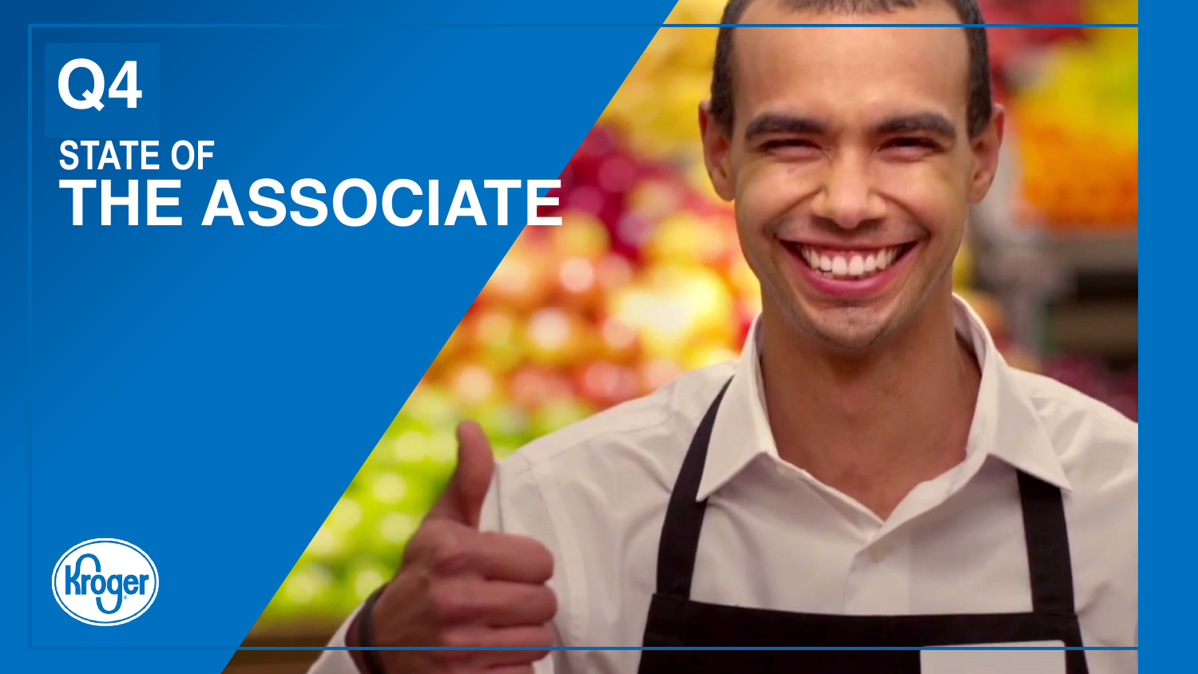# Q4

## STATE OF THE ASSOCIATE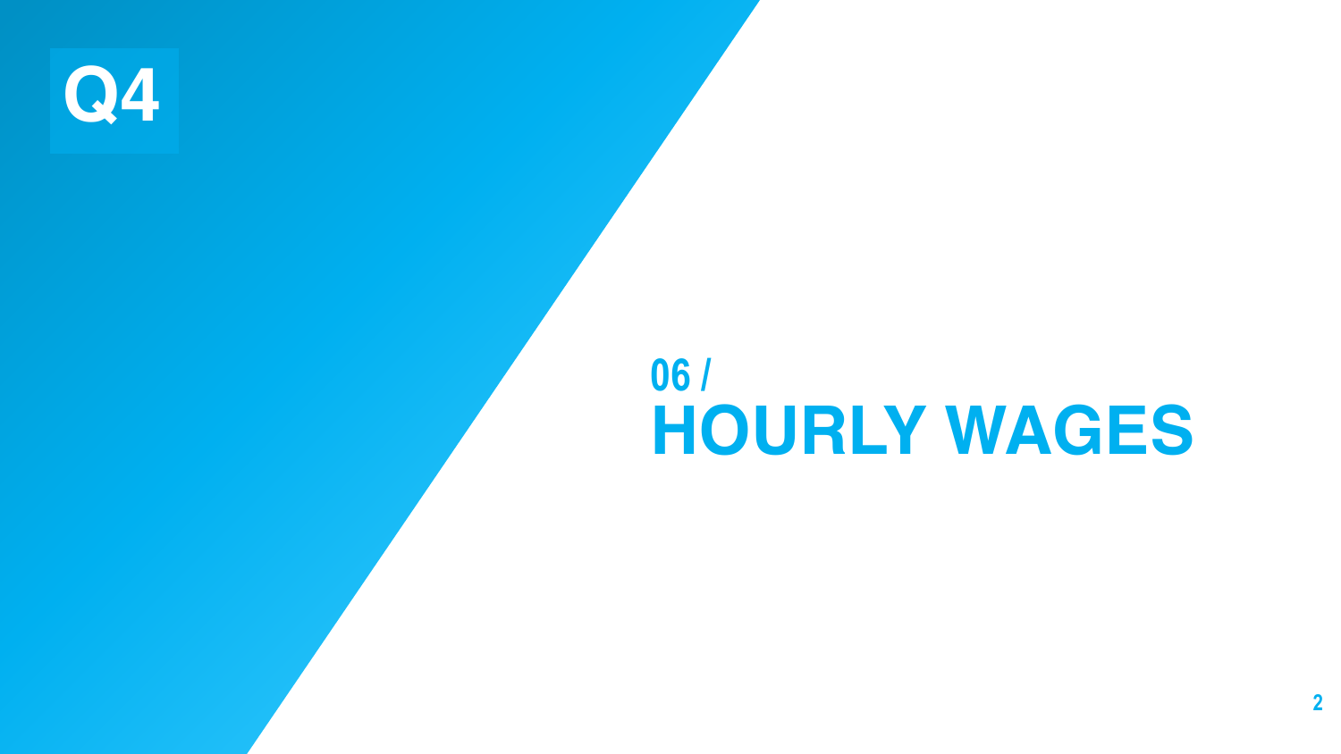Q4

06 /

# HOURLY WAGES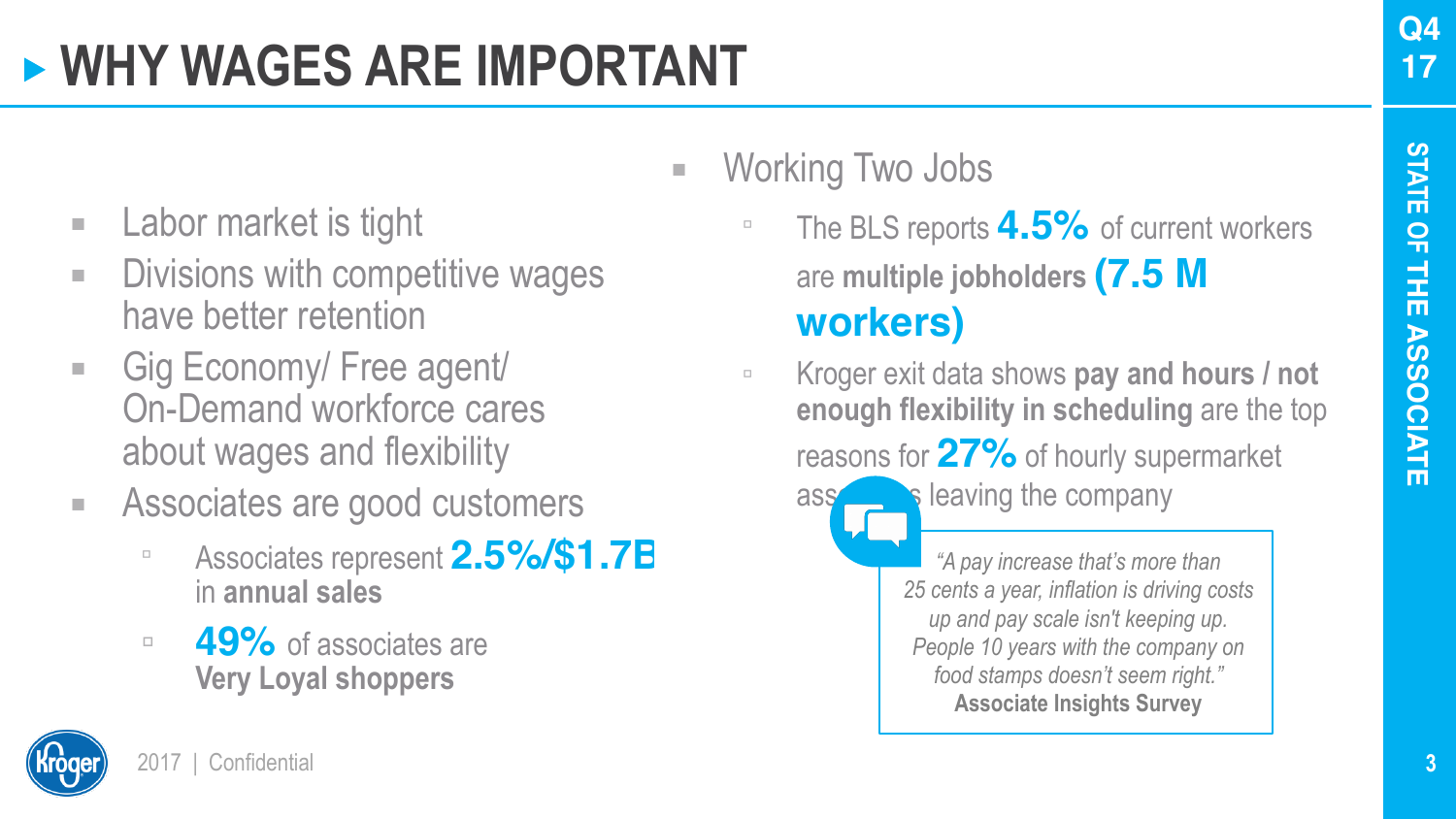# WHY WAGES ARE IMPORTANT

- Labor market is tight
- Divisions with competitive wages have better retention
- Gig Economy/ Free agent/ On-Demand workforce cares about wages and flexibility
- Associates are good customers
  - Associates represent **2.5%/$1.7B** in **annual sales**
  - **49%** of associates are **Very Loyal shoppers**

- Working Two Jobs
  - The BLS reports **4.5%** of current workers are **multiple jobholders** **(7.5 M workers)**
  - Kroger exit data shows **pay and hours / not enough flexibility in scheduling** are the top reasons for **27%** of hourly supermarket associates leaving the company

> *"A pay increase that's more than 25 cents a year, inflation is driving costs up and pay scale isn't keeping up. People 10 years with the company on food stamps doesn't seem right."*
> **Associate Insights Survey**

2017 | Confidential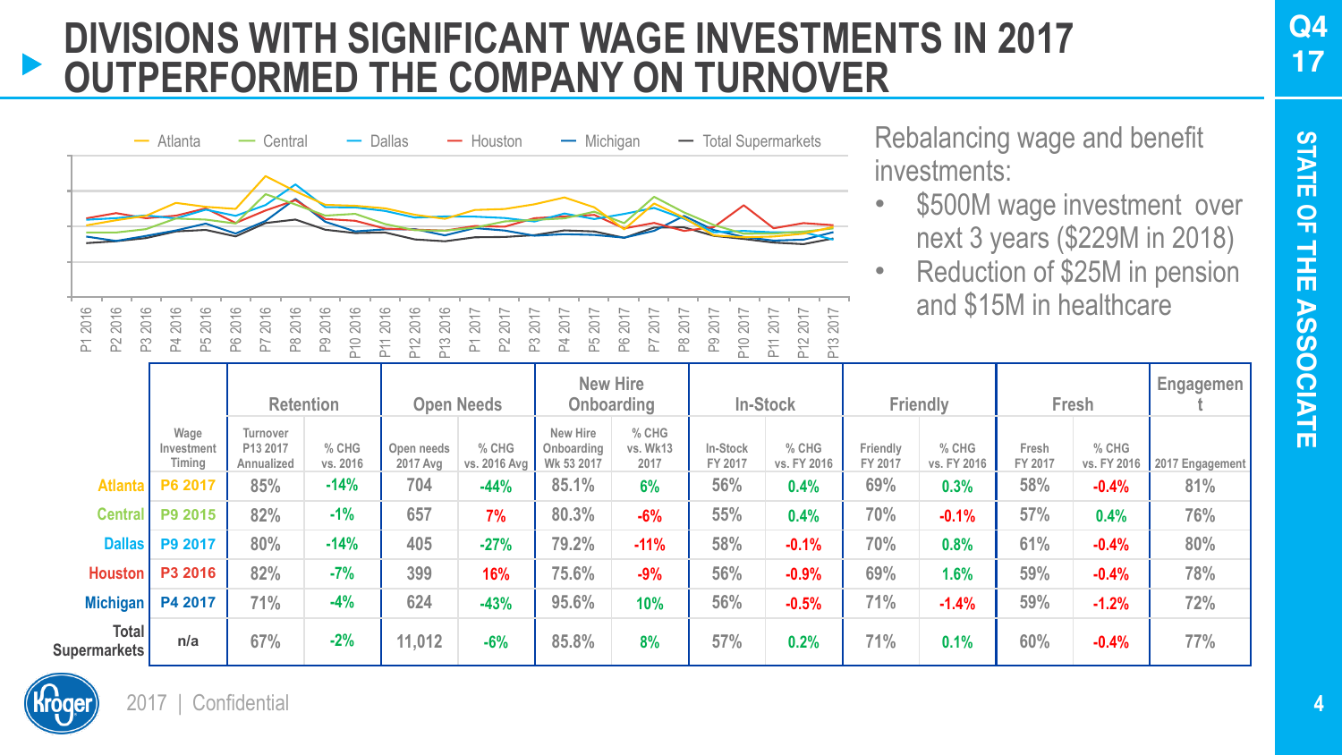# DIVISIONS WITH SIGNIFICANT WAGE INVESTMENTS IN 2017 OUTPERFORMED THE COMPANY ON TURNOVER

Atlanta | Central | Dallas | Houston | Michigan | Total Supermarkets

P1 2016, P2 2016, P3 2016, P4 2016, P5 2016, P6 2016, P7 2016, P8 2016, P9 2016, P10 2016, P11 2016, P12 2016, P13 2016, P1 2017, P2 2017, P3 2017, P4 2017, P5 2017, P6 2017, P7 2017, P8 2017, P9 2017, P10 2017, P11 2017, P12 2017, P13 2017

Rebalancing wage and benefit investments:

- $500M wage investment over next 3 years ($229M in 2018)
- Reduction of $25M in pension and $15M in healthcare

| | | Retention | | Open Needs | | New Hire Onboarding | | In-Stock | | Friendly | | Fresh | | Engagement |
|---|---|---|---|---|---|---|---|---|---|---|---|---|---|---|
| | Wage Investment Timing | Turnover P13 2017 Annualized | % CHG vs. 2016 | Open needs 2017 Avg | % CHG vs. 2016 Avg | New Hire Onboarding Wk 53 2017 | % CHG vs. Wk13 2017 | In-Stock FY 2017 | % CHG vs. FY 2016 | Friendly FY 2017 | % CHG vs. FY 2016 | Fresh FY 2017 | % CHG vs. FY 2016 | 2017 Engagement |
| Atlanta | P6 2017 | 85% | -14% | 704 | -44% | 85.1% | 6% | 56% | 0.4% | 69% | 0.3% | 58% | -0.4% | 81% |
| Central | P9 2015 | 82% | -1% | 657 | 7% | 80.3% | -6% | 55% | 0.4% | 70% | -0.1% | 57% | 0.4% | 76% |
| Dallas | P9 2017 | 80% | -14% | 405 | -27% | 79.2% | -11% | 58% | -0.1% | 70% | 0.8% | 61% | -0.4% | 80% |
| Houston | P3 2016 | 82% | -7% | 399 | 16% | 75.6% | -9% | 56% | -0.9% | 69% | 1.6% | 59% | -0.4% | 78% |
| Michigan | P4 2017 | 71% | -4% | 624 | -43% | 95.6% | 10% | 56% | -0.5% | 71% | -1.4% | 59% | -1.2% | 72% |
| Total Supermarkets | n/a | 67% | -2% | 11,012 | -6% | 85.8% | 8% | 57% | 0.2% | 71% | 0.1% | 60% | -0.4% | 77% |

2017 | Confidential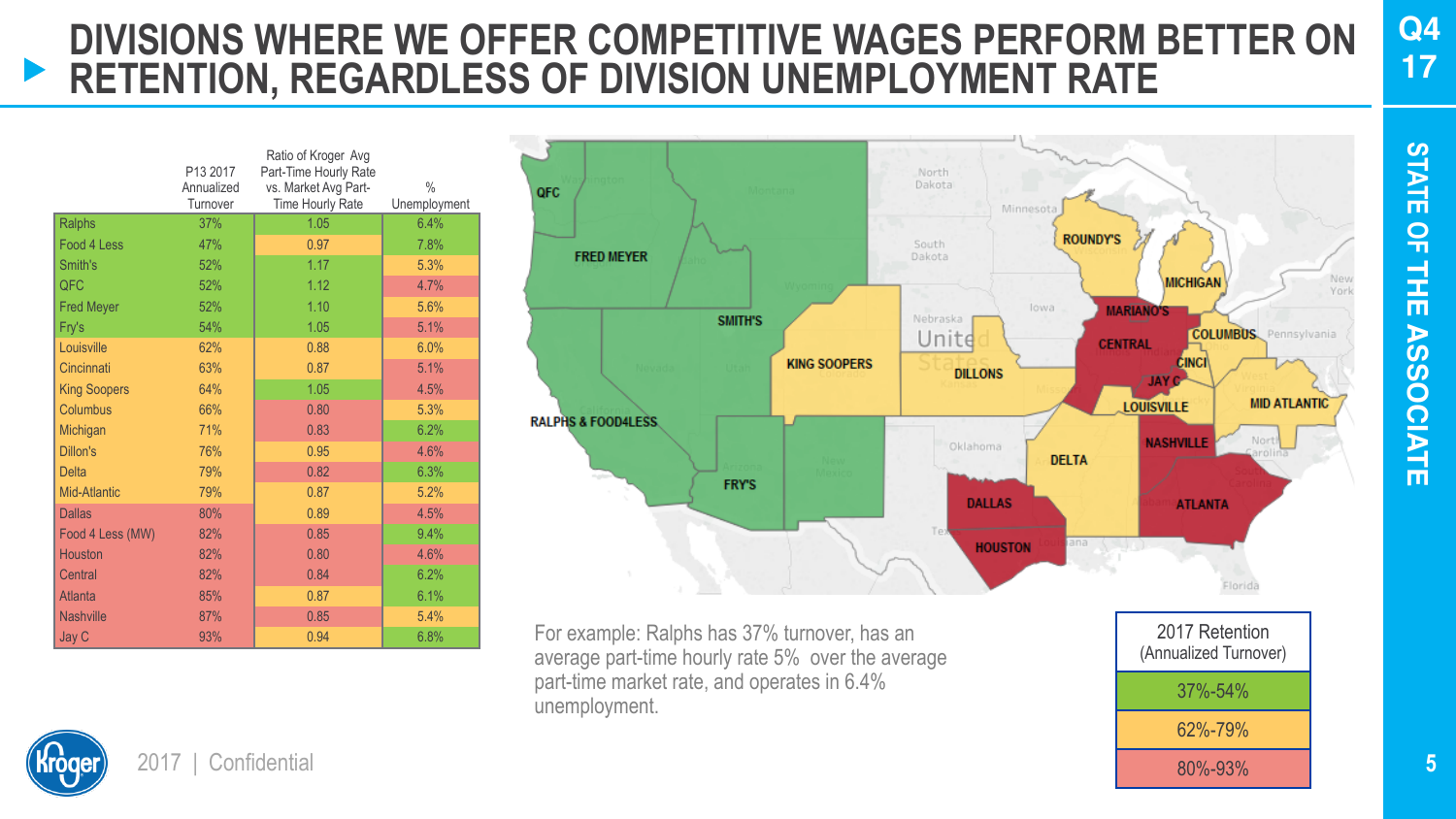# DIVISIONS WHERE WE OFFER COMPETITIVE WAGES PERFORM BETTER ON RETENTION, REGARDLESS OF DIVISION UNEMPLOYMENT RATE

| | P13 2017 Annualized Turnover | Ratio of Kroger Avg Part-Time Hourly Rate vs. Market Avg Part-Time Hourly Rate | % Unemployment |
|---|---|---|---|
| Ralphs | 37% | 1.05 | 6.4% |
| Food 4 Less | 47% | 0.97 | 7.8% |
| Smith's | 52% | 1.17 | 5.3% |
| QFC | 52% | 1.12 | 4.7% |
| Fred Meyer | 52% | 1.10 | 5.6% |
| Fry's | 54% | 1.05 | 5.1% |
| Louisville | 62% | 0.88 | 6.0% |
| Cincinnati | 63% | 0.87 | 5.1% |
| King Soopers | 64% | 1.05 | 4.5% |
| Columbus | 66% | 0.80 | 5.3% |
| Michigan | 71% | 0.83 | 6.2% |
| Dillon's | 76% | 0.95 | 4.6% |
| Delta | 79% | 0.82 | 6.3% |
| Mid-Atlantic | 79% | 0.87 | 5.2% |
| Dallas | 80% | 0.89 | 4.5% |
| Food 4 Less (MW) | 82% | 0.85 | 9.4% |
| Houston | 82% | 0.80 | 4.6% |
| Central | 82% | 0.84 | 6.2% |
| Atlanta | 85% | 0.87 | 6.1% |
| Nashville | 87% | 0.85 | 5.4% |
| Jay C | 93% | 0.94 | 6.8% |

QFC, FRED MEYER, SMITH'S, RALPHS & FOOD4LESS, FRY'S, KING SOOPERS, DILLONS, ROUNDY'S, MICHIGAN, MARIANO'S, CENTRAL, COLUMBUS, CINCI, JAY C, LOUISVILLE, MID ATLANTIC, NASHVILLE, DELTA, DALLAS, HOUSTON, ATLANTA

For example: Ralphs has 37% turnover, has an average part-time hourly rate 5% over the average part-time market rate, and operates in 6.4% unemployment.

| 2017 Retention (Annualized Turnover) |
|---|
| 37%-54% |
| 62%-79% |
| 80%-93% |

2017 | Confidential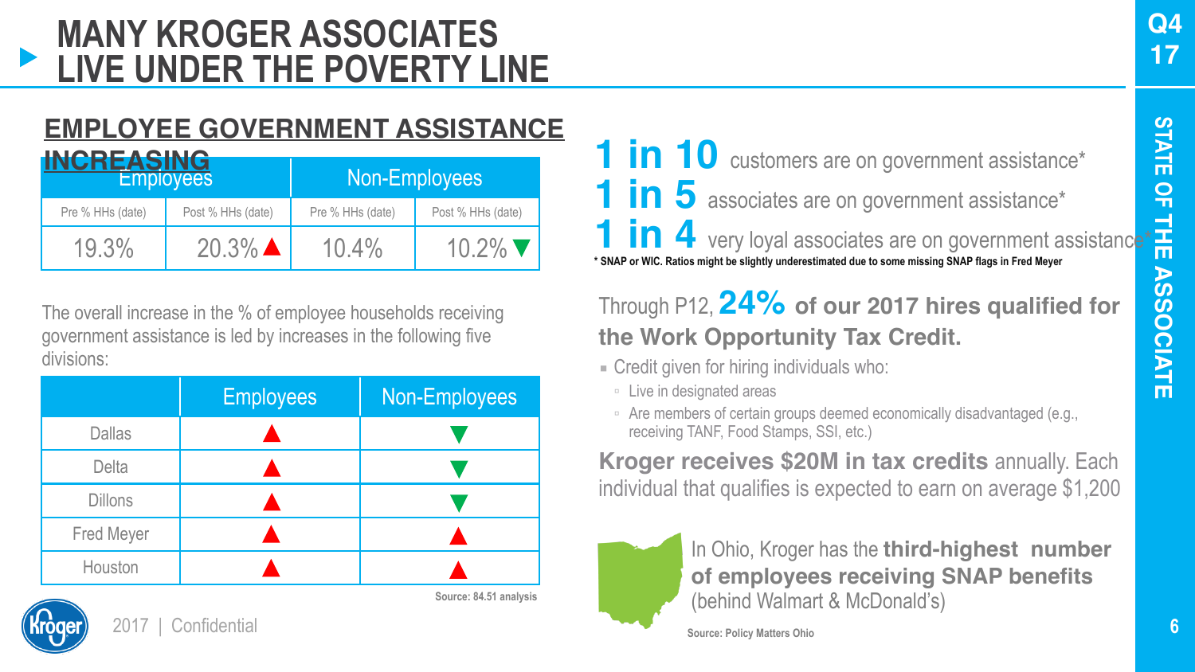# MANY KROGER ASSOCIATES LIVE UNDER THE POVERTY LINE

Q4 17

STATE OF THE ASSOCIATE

## EMPLOYEE GOVERNMENT ASSISTANCE INCREASING

| Employees | | Non-Employees | |
|---|---|---|---|
| Pre % HHs (date) | Post % HHs (date) | Pre % HHs (date) | Post % HHs (date) |
| 19.3% | 20.3% ▲ | 10.4% | 10.2% ▼ |

The overall increase in the % of employee households receiving government assistance is led by increases in the following five divisions:

| | Employees | Non-Employees |
|---|---|---|
| Dallas | ▲ | ▼ |
| Delta | ▲ | ▼ |
| Dillons | ▲ | ▼ |
| Fred Meyer | ▲ | ▲ |
| Houston | ▲ | ▲ |

Source: 84.51 analysis

**1 in 10** customers are on government assistance*

**1 in 5** associates are on government assistance*

**1 in 4** very loyal associates are on government assistance*

*** SNAP or WIC. Ratios might be slightly underestimated due to some missing SNAP flags in Fred Meyer**

Through P12, **24% of our 2017 hires qualified for the Work Opportunity Tax Credit.**

- Credit given for hiring individuals who:
  - Live in designated areas
  - Are members of certain groups deemed economically disadvantaged (e.g., receiving TANF, Food Stamps, SSI, etc.)

**Kroger receives $20M in tax credits** annually. Each individual that qualifies is expected to earn on average $1,200

In Ohio, Kroger has the **third-highest number of employees receiving SNAP benefits** (behind Walmart & McDonald's)

**Source: Policy Matters Ohio**

2017 | Confidential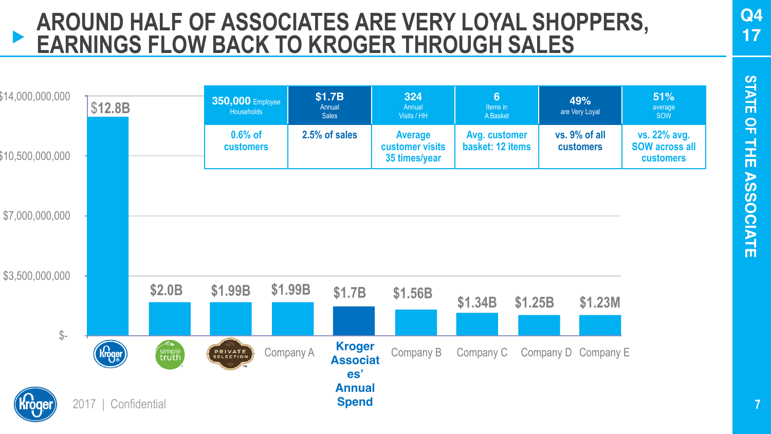# AROUND HALF OF ASSOCIATES ARE VERY LOYAL SHOPPERS, EARNINGS FLOW BACK TO KROGER THROUGH SALES

| 350,000 Employee Households | $1.7B Annual Sales | 324 Annual Visits / HH | 6 Items in A Basket | 49% are Very Loyal | 51% average SOW |
|---|---|---|---|---|---|
| 0.6% of customers | 2.5% of sales | Average customer visits 35 times/year | Avg. customer basket: 12 items | vs. 9% of all customers | vs. 22% avg. SOW across all customers |

| | Annual Spend |
|---|---|
| Kroger | $12.8B |
| Simple Truth | $2.0B |
| Private Selection | $1.99B |
| Company A | $1.99B |
| Kroger Associates' Annual Spend | $1.7B |
| Company B | $1.56B |
| Company C | $1.34B |
| Company D | $1.25B |
| Company E | $1.23M |

2017 | Confidential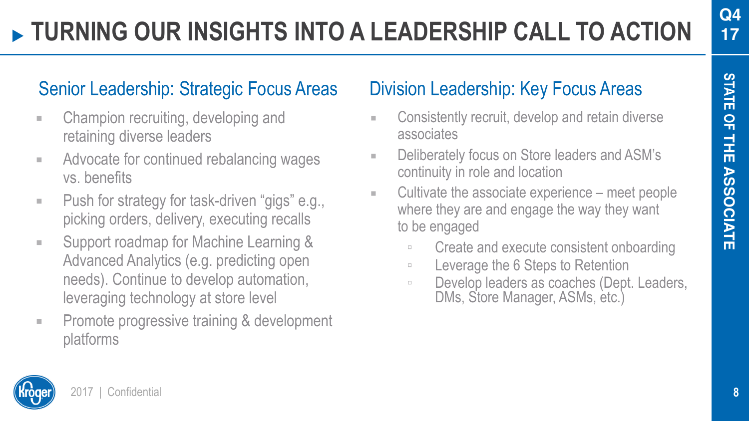# TURNING OUR INSIGHTS INTO A LEADERSHIP CALL TO ACTION

## Senior Leadership: Strategic Focus Areas

- Champion recruiting, developing and retaining diverse leaders
- Advocate for continued rebalancing wages vs. benefits
- Push for strategy for task-driven "gigs" e.g., picking orders, delivery, executing recalls
- Support roadmap for Machine Learning & Advanced Analytics (e.g. predicting open needs). Continue to develop automation, leveraging technology at store level
- Promote progressive training & development platforms

## Division Leadership: Key Focus Areas

- Consistently recruit, develop and retain diverse associates
- Deliberately focus on Store leaders and ASM's continuity in role and location
- Cultivate the associate experience – meet people where they are and engage the way they want to be engaged
  - Create and execute consistent onboarding
  - Leverage the 6 Steps to Retention
  - Develop leaders as coaches (Dept. Leaders, DMs, Store Manager, ASMs, etc.)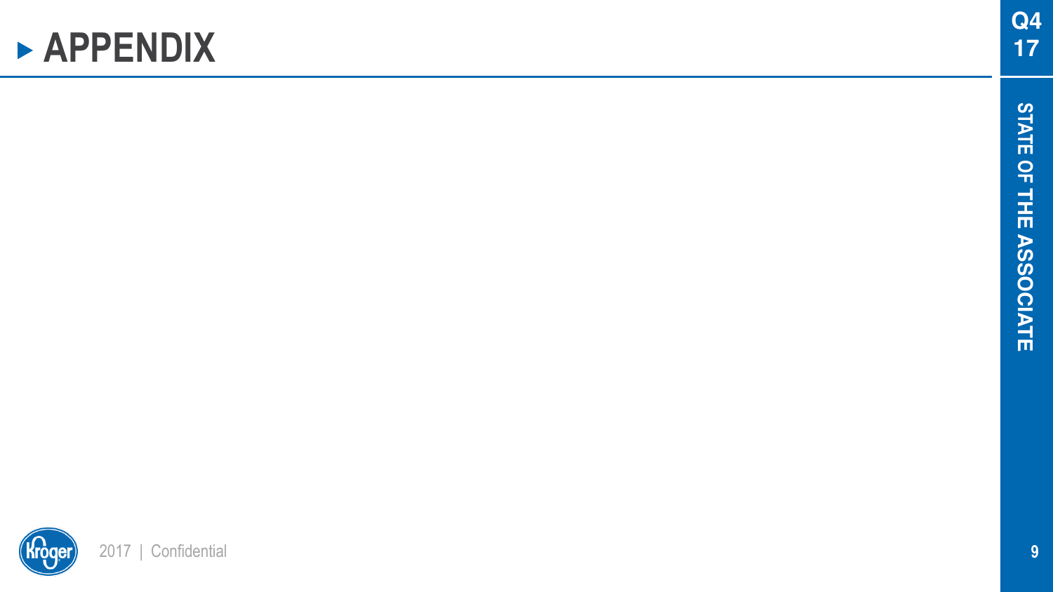# APPENDIX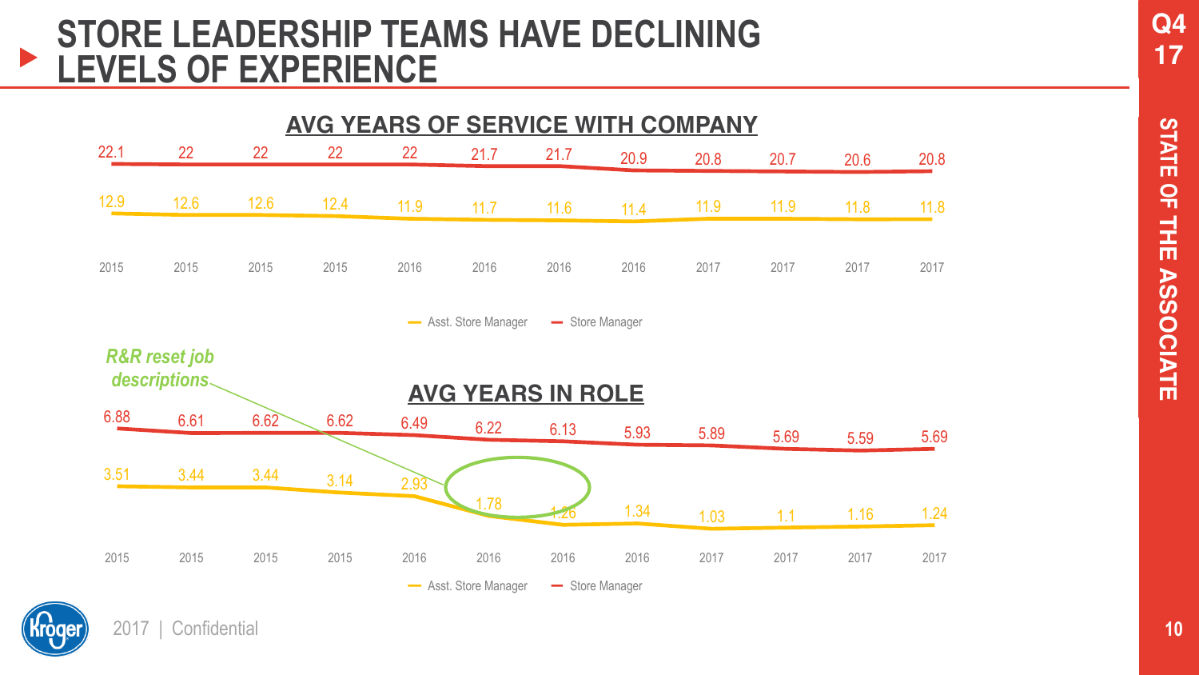# STORE LEADERSHIP TEAMS HAVE DECLINING LEVELS OF EXPERIENCE

## AVG YEARS OF SERVICE WITH COMPANY

| | 2015 | 2015 | 2015 | 2015 | 2016 | 2016 | 2016 | 2016 | 2017 | 2017 | 2017 | 2017 |
|---|---|---|---|---|---|---|---|---|---|---|---|---|
| Store Manager | 22.1 | 22 | 22 | 22 | 22 | 21.7 | 21.7 | 20.9 | 20.8 | 20.7 | 20.6 | 20.8 |
| Asst. Store Manager | 12.9 | 12.6 | 12.6 | 12.4 | 11.9 | 11.7 | 11.6 | 11.4 | 11.9 | 11.9 | 11.8 | 11.8 |

## AVG YEARS IN ROLE

*R&R reset job descriptions*

| | 2015 | 2015 | 2015 | 2015 | 2016 | 2016 | 2016 | 2016 | 2017 | 2017 | 2017 | 2017 |
|---|---|---|---|---|---|---|---|---|---|---|---|---|
| Store Manager | 6.88 | 6.61 | 6.62 | 6.62 | 6.49 | 6.22 | 6.13 | 5.93 | 5.89 | 5.69 | 5.59 | 5.69 |
| Asst. Store Manager | 3.51 | 3.44 | 3.44 | 3.14 | 2.93 | 1.78 | 1.26 | 1.34 | 1.03 | 1.1 | 1.16 | 1.24 |

2017 | Confidential

Q4 17

STATE OF THE ASSOCIATE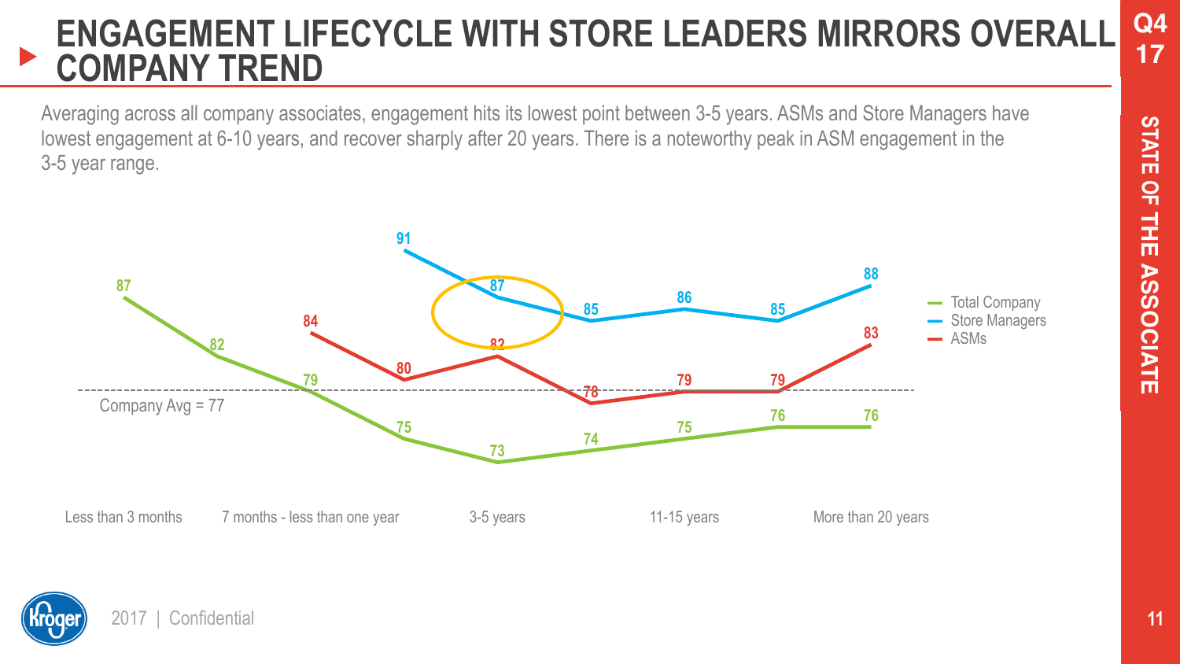# ENGAGEMENT LIFECYCLE WITH STORE LEADERS MIRRORS OVERALL COMPANY TREND

Averaging across all company associates, engagement hits its lowest point between 3-5 years. ASMs and Store Managers have lowest engagement at 6-10 years, and recover sharply after 20 years. There is a noteworthy peak in ASM engagement in the 3-5 year range.

| Tenure | Total Company | Store Managers | ASMs |
|---|---|---|---|
| Less than 3 months | 87 | | |
| | 82 | | 84 |
| 7 months - less than one year | 79 | | |
| | 75 | 91 | 80 |
| 3-5 years | 73 | 87 | 82 |
| | 74 | 85 | 78 |
| 11-15 years | 75 | 86 | 79 |
| | 76 | 85 | 79 |
| More than 20 years | 76 | 88 | 83 |

Company Avg = 77

**STATE OF THE ASSOCIATE**

Q4 17

2017 | Confidential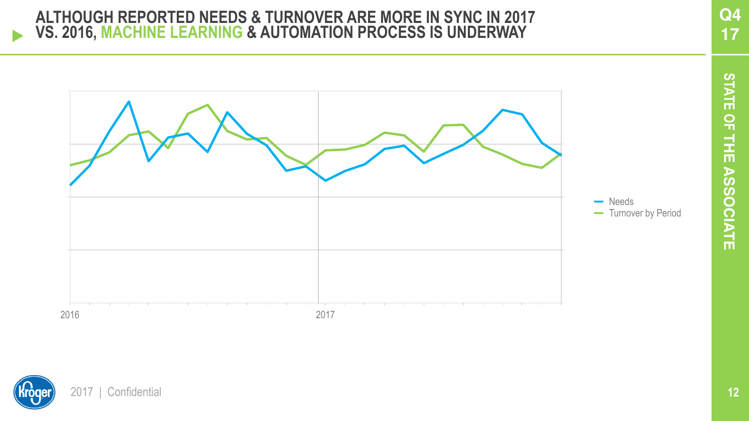# ALTHOUGH REPORTED NEEDS & TURNOVER ARE MORE IN SYNC IN 2017 VS. 2016, MACHINE LEARNING & AUTOMATION PROCESS IS UNDERWAY

Q4 17

STATE OF THE ASSOCIATE

- Needs
- Turnover by Period

2016 | 2017

2017 | Confidential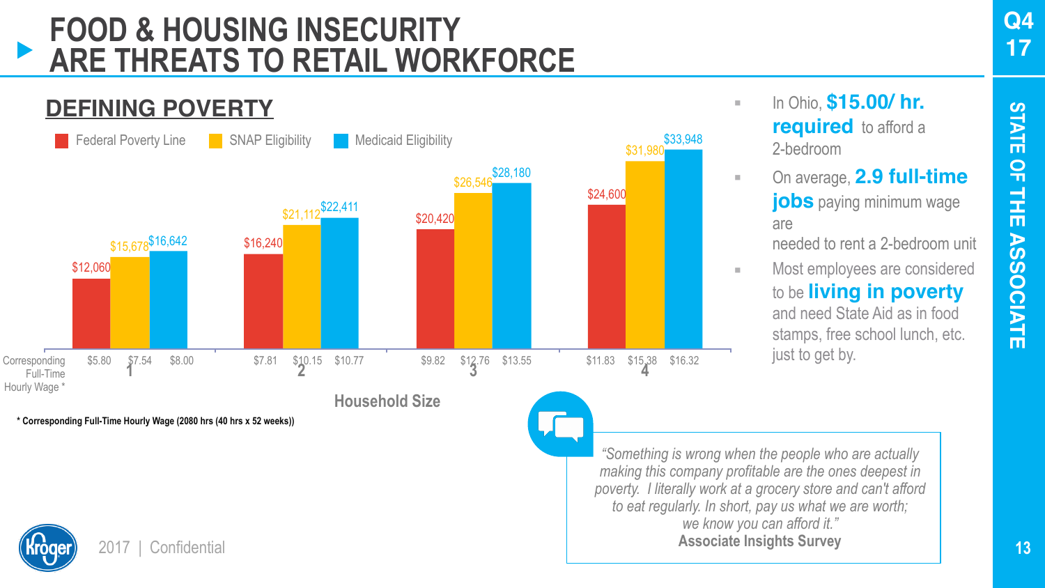# FOOD & HOUSING INSECURITY ARE THREATS TO RETAIL WORKFORCE

Q4 17

STATE OF THE ASSOCIATE

## DEFINING POVERTY

Federal Poverty Line | SNAP Eligibility | Medicaid Eligibility

Household Size 1: $12,060 | $15,678 | $16,642

Household Size 2: $16,240 | $21,112 | $22,411

Household Size 3: $20,420 | $26,546 | $28,180

Household Size 4: $24,600 | $31,980 | $33,948

Corresponding Full-Time Hourly Wage *

1: $5.80 | $7.54 | $8.00

2: $7.81 | $10.15 | $10.77

3: $9.82 | $12.76 | $13.55

4: $11.83 | $15.38 | $16.32

Household Size

**\* Corresponding Full-Time Hourly Wage (2080 hrs (40 hrs x 52 weeks))**

- In Ohio, **$15.00/ hr. required** to afford a 2-bedroom
- On average, **2.9 full-time jobs** paying minimum wage are needed to rent a 2-bedroom unit
- Most employees are considered to be **living in poverty** and need State Aid as in food stamps, free school lunch, etc. just to get by.

*"Something is wrong when the people who are actually making this company profitable are the ones deepest in poverty. I literally work at a grocery store and can't afford to eat regularly. In short, pay us what we are worth; we know you can afford it."*

**Associate Insights Survey**

2017 | Confidential